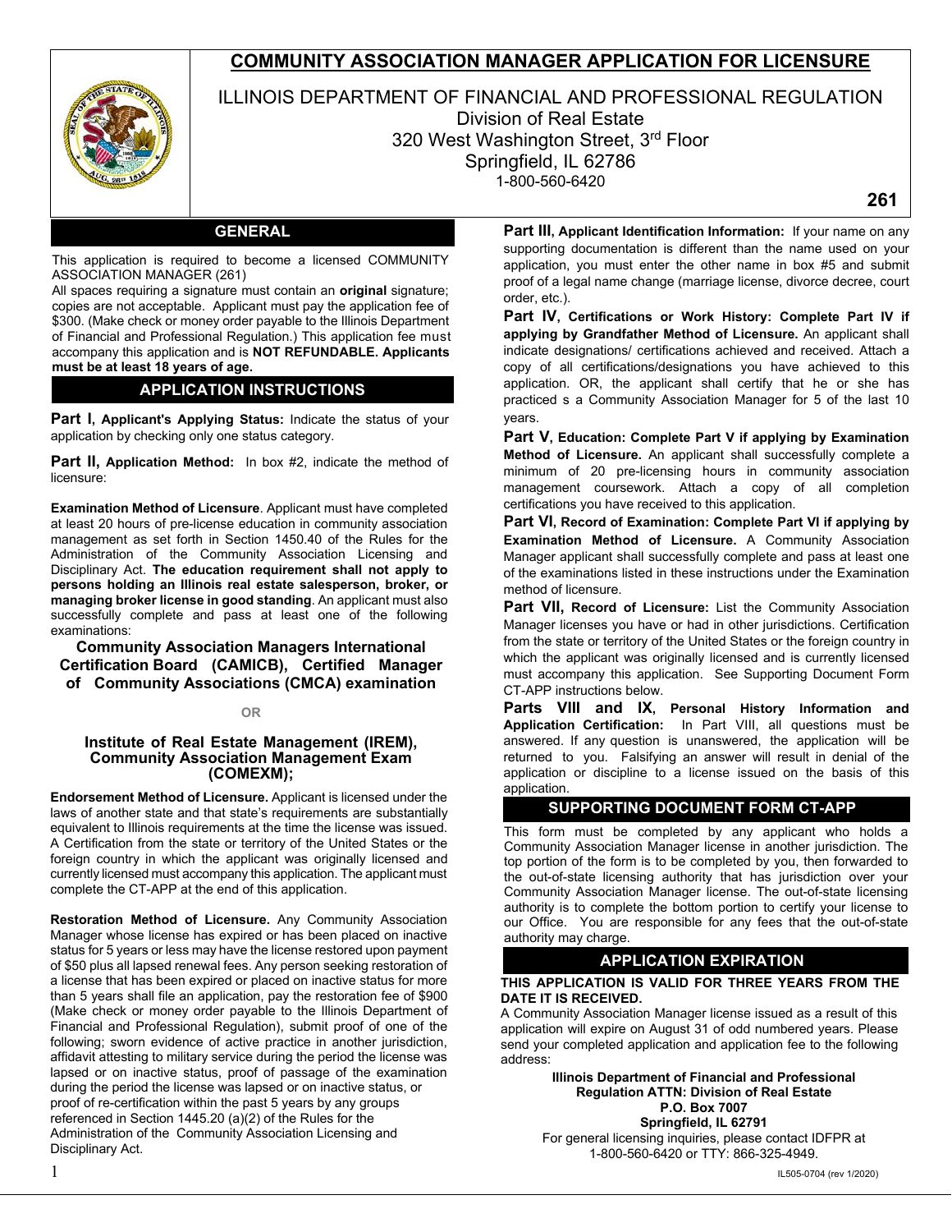# COMMUNITY ASSOCIATION MANAGER APPLICATION FOR LICENSURE

ILLINOIS DEPARTMENT OF FINANCIAL AND PROFESSIONAL REGULATION
Division of Real Estate
320 West Washington Street, 3rd Floor
Springfield, IL 62786
1-800-560-6420

**261**

## GENERAL

This application is required to become a licensed COMMUNITY ASSOCIATION MANAGER (261)

All spaces requiring a signature must contain an **original** signature; copies are not acceptable. Applicant must pay the application fee of $300. (Make check or money order payable to the Illinois Department of Financial and Professional Regulation.) This application fee must accompany this application and is **NOT REFUNDABLE. Applicants must be at least 18 years of age.**

## APPLICATION INSTRUCTIONS

**Part I, Applicant's Applying Status:** Indicate the status of your application by checking only one status category.

**Part II, Application Method:** In box #2, indicate the method of licensure:

**Examination Method of Licensure**. Applicant must have completed at least 20 hours of pre-license education in community association management as set forth in Section 1450.40 of the Rules for the Administration of the Community Association Licensing and Disciplinary Act. **The education requirement shall not apply to persons holding an Illinois real estate salesperson, broker, or managing broker license in good standing**. An applicant must also successfully complete and pass at least one of the following examinations:

**Community Association Managers International Certification Board (CAMICB), Certified Manager of Community Associations (CMCA) examination**

OR

**Institute of Real Estate Management (IREM), Community Association Management Exam (COMEXM);**

**Endorsement Method of Licensure.** Applicant is licensed under the laws of another state and that state's requirements are substantially equivalent to Illinois requirements at the time the license was issued. A Certification from the state or territory of the United States or the foreign country in which the applicant was originally licensed and currently licensed must accompany this application. The applicant must complete the CT-APP at the end of this application.

**Restoration Method of Licensure.** Any Community Association Manager whose license has expired or has been placed on inactive status for 5 years or less may have the license restored upon payment of $50 plus all lapsed renewal fees. Any person seeking restoration of a license that has been expired or placed on inactive status for more than 5 years shall file an application, pay the restoration fee of $900 (Make check or money order payable to the Illinois Department of Financial and Professional Regulation), submit proof of one of the following; sworn evidence of active practice in another jurisdiction, affidavit attesting to military service during the period the license was lapsed or on inactive status, proof of passage of the examination during the period the license was lapsed or on inactive status, or proof of re-certification within the past 5 years by any groups referenced in Section 1445.20 (a)(2) of the Rules for the Administration of the Community Association Licensing and Disciplinary Act.

**Part III, Applicant Identification Information:** If your name on any supporting documentation is different than the name used on your application, you must enter the other name in box #5 and submit proof of a legal name change (marriage license, divorce decree, court order, etc.).

**Part IV, Certifications or Work History: Complete Part IV if applying by Grandfather Method of Licensure.** An applicant shall indicate designations/ certifications achieved and received. Attach a copy of all certifications/designations you have achieved to this application. OR, the applicant shall certify that he or she has practiced s a Community Association Manager for 5 of the last 10 years.

**Part V, Education: Complete Part V if applying by Examination Method of Licensure.** An applicant shall successfully complete a minimum of 20 pre-licensing hours in community association management coursework. Attach a copy of all completion certifications you have received to this application.

**Part VI, Record of Examination: Complete Part VI if applying by Examination Method of Licensure.** A Community Association Manager applicant shall successfully complete and pass at least one of the examinations listed in these instructions under the Examination method of licensure.

**Part VII, Record of Licensure:** List the Community Association Manager licenses you have or had in other jurisdictions. Certification from the state or territory of the United States or the foreign country in which the applicant was originally licensed and is currently licensed must accompany this application. See Supporting Document Form CT-APP instructions below.

**Parts VIII and IX, Personal History Information and Application Certification:** In Part VIII, all questions must be answered. If any question is unanswered, the application will be returned to you. Falsifying an answer will result in denial of the application or discipline to a license issued on the basis of this application.

## SUPPORTING DOCUMENT FORM CT-APP

This form must be completed by any applicant who holds a Community Association Manager license in another jurisdiction. The top portion of the form is to be completed by you, then forwarded to the out-of-state licensing authority that has jurisdiction over your Community Association Manager license. The out-of-state licensing authority is to complete the bottom portion to certify your license to our Office. You are responsible for any fees that the out-of-state authority may charge.

## APPLICATION EXPIRATION

**THIS APPLICATION IS VALID FOR THREE YEARS FROM THE DATE IT IS RECEIVED.**

A Community Association Manager license issued as a result of this application will expire on August 31 of odd numbered years. Please send your completed application and application fee to the following address:

**Illinois Department of Financial and Professional Regulation ATTN: Division of Real Estate**
**P.O. Box 7007**
**Springfield, IL 62791**

For general licensing inquiries, please contact IDFPR at 1-800-560-6420 or TTY: 866-325-4949.

IL505-0704 (rev 1/2020)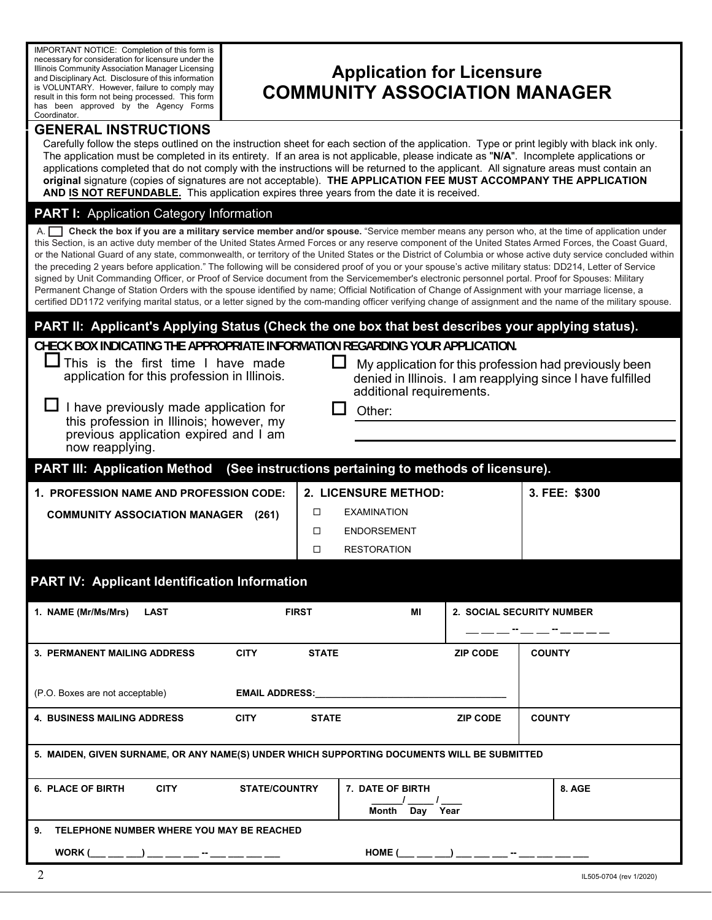IMPORTANT NOTICE: Completion of this form is necessary for consideration for licensure under the Illinois Community Association Manager Licensing and Disciplinary Act. Disclosure of this information is VOLUNTARY. However, failure to comply may result in this form not being processed. This form has been approved by the Agency Forms Coordinator.

# Application for Licensure
# COMMUNITY ASSOCIATION MANAGER

## GENERAL INSTRUCTIONS

Carefully follow the steps outlined on the instruction sheet for each section of the application. Type or print legibly with black ink only. The application must be completed in its entirety. If an area is not applicable, please indicate as "**N/A**". Incomplete applications or applications completed that do not comply with the instructions will be returned to the applicant. All signature areas must contain an **original** signature (copies of signatures are not acceptable). **THE APPLICATION FEE MUST ACCOMPANY THE APPLICATION AND IS NOT REFUNDABLE.** This application expires three years from the date it is received.

## PART I: Application Category Information

A. ☐ **Check the box if you are a military service member and/or spouse.** "Service member means any person who, at the time of application under this Section, is an active duty member of the United States Armed Forces or any reserve component of the United States Armed Forces, the Coast Guard, or the National Guard of any state, commonwealth, or territory of the United States or the District of Columbia or whose active duty service concluded within the preceding 2 years before application." The following will be considered proof of you or your spouse's active military status: DD214, Letter of Service signed by Unit Commanding Officer, or Proof of Service document from the Servicemember's electronic personnel portal. Proof for Spouses: Military Permanent Change of Station Orders with the spouse identified by name; Official Notification of Change of Assignment with your marriage license, a certified DD1172 verifying marital status, or a letter signed by the com-manding officer verifying change of assignment and the name of the military spouse.

## PART II: Applicant's Applying Status (Check the one box that best describes your applying status).

**CHECK BOX INDICATING THE APPROPRIATE INFORMATION REGARDING YOUR APPLICATION.**

- ☐ This is the first time I have made application for this profession in Illinois.
- ☐ I have previously made application for this profession in Illinois; however, my previous application expired and I am now reapplying.
- ☐ My application for this profession had previously been denied in Illinois. I am reapplying since I have fulfilled additional requirements.
- ☐ Other: ______________________________

## PART III: Application Method (See instructions pertaining to methods of licensure).

| 1. PROFESSION NAME AND PROFESSION CODE: | 2. LICENSURE METHOD: | 3. FEE: $300 |
|---|---|---|
| COMMUNITY ASSOCIATION MANAGER (261) | ☐ EXAMINATION<br>☐ ENDORSEMENT<br>☐ RESTORATION | |

## PART IV: Applicant Identification Information

| | |
|---|---|
| 1. NAME (Mr/Ms/Mrs) LAST FIRST MI | 2. SOCIAL SECURITY NUMBER ___ ___ ___ -- ___ ___ -- ___ ___ ___ ___ |
| 3. PERMANENT MAILING ADDRESS CITY STATE ZIP CODE<br>(P.O. Boxes are not acceptable) EMAIL ADDRESS:________________ | COUNTY |
| 4. BUSINESS MAILING ADDRESS CITY STATE ZIP CODE | COUNTY |
| 5. MAIDEN, GIVEN SURNAME, OR ANY NAME(S) UNDER WHICH SUPPORTING DOCUMENTS WILL BE SUBMITTED | |
| 6. PLACE OF BIRTH CITY STATE/COUNTRY | 7. DATE OF BIRTH ____/____/____ Month Day Year |
| 8. AGE | |
| 9. TELEPHONE NUMBER WHERE YOU MAY BE REACHED<br>WORK (___ ___ ___) ___ ___ ___ -- ___ ___ ___ ___ | HOME (___ ___ ___) ___ ___ ___ -- ___ ___ ___ ___ |

IL505-0704 (rev 1/2020)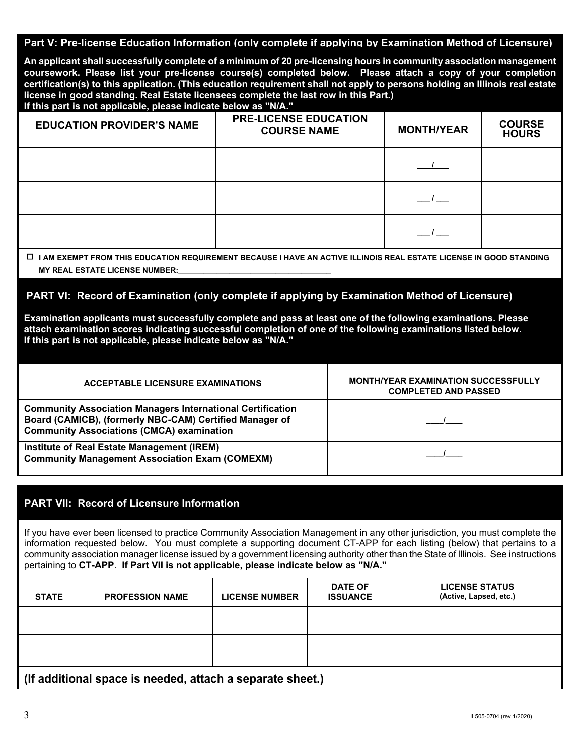## Part V: Pre-license Education Information (only complete if applying by Examination Method of Licensure)

**An applicant shall successfully complete of a minimum of 20 pre-licensing hours in community association management coursework. Please list your pre-license course(s) completed below. Please attach a copy of your completion certification(s) to this application. (This education requirement shall not apply to persons holding an Illinois real estate license in good standing. Real Estate licensees complete the last row in this Part.)**
**If this part is not applicable, please indicate below as "N/A."**

| EDUCATION PROVIDER'S NAME | PRE-LICENSE EDUCATION COURSE NAME | MONTH/YEAR | COURSE HOURS |
|---|---|---|---|
| | | ___/___ | |
| | | ___/___ | |
| | | ___/___ | |

☐ **I AM EXEMPT FROM THIS EDUCATION REQUIREMENT BECAUSE I HAVE AN ACTIVE ILLINOIS REAL ESTATE LICENSE IN GOOD STANDING**
**MY REAL ESTATE LICENSE NUMBER:___________________________________**

## PART VI: Record of Examination (only complete if applying by Examination Method of Licensure)

**Examination applicants must successfully complete and pass at least one of the following examinations. Please attach examination scores indicating successful completion of one of the following examinations listed below.**
**If this part is not applicable, please indicate below as "N/A."**

| ACCEPTABLE LICENSURE EXAMINATIONS | MONTH/YEAR EXAMINATION SUCCESSFULLY COMPLETED AND PASSED |
|---|---|
| **Community Association Managers International Certification Board (CAMICB), (formerly NBC-CAM) Certified Manager of Community Associations (CMCA) examination** | ___/___ |
| **Institute of Real Estate Management (IREM) Community Management Association Exam (COMEXM)** | ___/___ |

## PART VII: Record of Licensure Information

If you have ever been licensed to practice Community Association Management in any other jurisdiction, you must complete the information requested below. You must complete a supporting document CT-APP for each listing (below) that pertains to a community association manager license issued by a government licensing authority other than the State of Illinois. See instructions pertaining to **CT-APP**. **If Part VII is not applicable, please indicate below as "N/A."**

| STATE | PROFESSION NAME | LICENSE NUMBER | DATE OF ISSUANCE | LICENSE STATUS (Active, Lapsed, etc.) |
|---|---|---|---|---|
| | | | | |
| | | | | |

**(If additional space is needed, attach a separate sheet.)**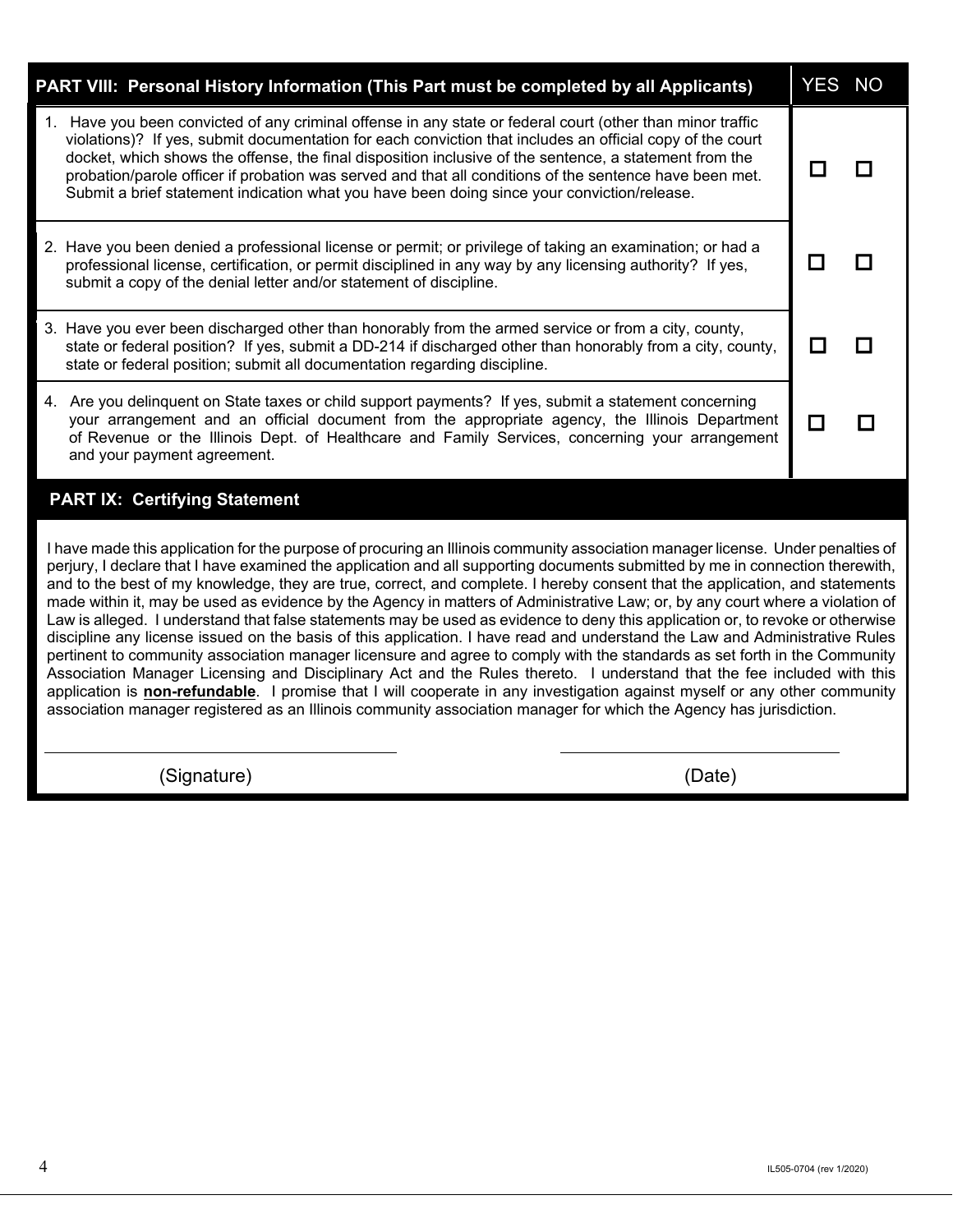| PART VIII: Personal History Information (This Part must be completed by all Applicants) | YES | NO |
|---|---|---|
| 1. Have you been convicted of any criminal offense in any state or federal court (other than minor traffic violations)? If yes, submit documentation for each conviction that includes an official copy of the court docket, which shows the offense, the final disposition inclusive of the sentence, a statement from the probation/parole officer if probation was served and that all conditions of the sentence have been met. Submit a brief statement indication what you have been doing since your conviction/release. | ☐ | ☐ |
| 2. Have you been denied a professional license or permit; or privilege of taking an examination; or had a professional license, certification, or permit disciplined in any way by any licensing authority? If yes, submit a copy of the denial letter and/or statement of discipline. | ☐ | ☐ |
| 3. Have you ever been discharged other than honorably from the armed service or from a city, county, state or federal position? If yes, submit a DD-214 if discharged other than honorably from a city, county, state or federal position; submit all documentation regarding discipline. | ☐ | ☐ |
| 4. Are you delinquent on State taxes or child support payments? If yes, submit a statement concerning your arrangement and an official document from the appropriate agency, the Illinois Department of Revenue or the Illinois Dept. of Healthcare and Family Services, concerning your arrangement and your payment agreement. | ☐ | ☐ |

## PART IX: Certifying Statement

I have made this application for the purpose of procuring an Illinois community association manager license. Under penalties of perjury, I declare that I have examined the application and all supporting documents submitted by me in connection therewith, and to the best of my knowledge, they are true, correct, and complete. I hereby consent that the application, and statements made within it, may be used as evidence by the Agency in matters of Administrative Law; or, by any court where a violation of Law is alleged. I understand that false statements may be used as evidence to deny this application or, to revoke or otherwise discipline any license issued on the basis of this application. I have read and understand the Law and Administrative Rules pertinent to community association manager licensure and agree to comply with the standards as set forth in the Community Association Manager Licensing and Disciplinary Act and the Rules thereto. I understand that the fee included with this application is **non-refundable**. I promise that I will cooperate in any investigation against myself or any other community association manager registered as an Illinois community association manager for which the Agency has jurisdiction.

______________________________ (Signature)

______________________________ (Date)

IL505-0704 (rev 1/2020)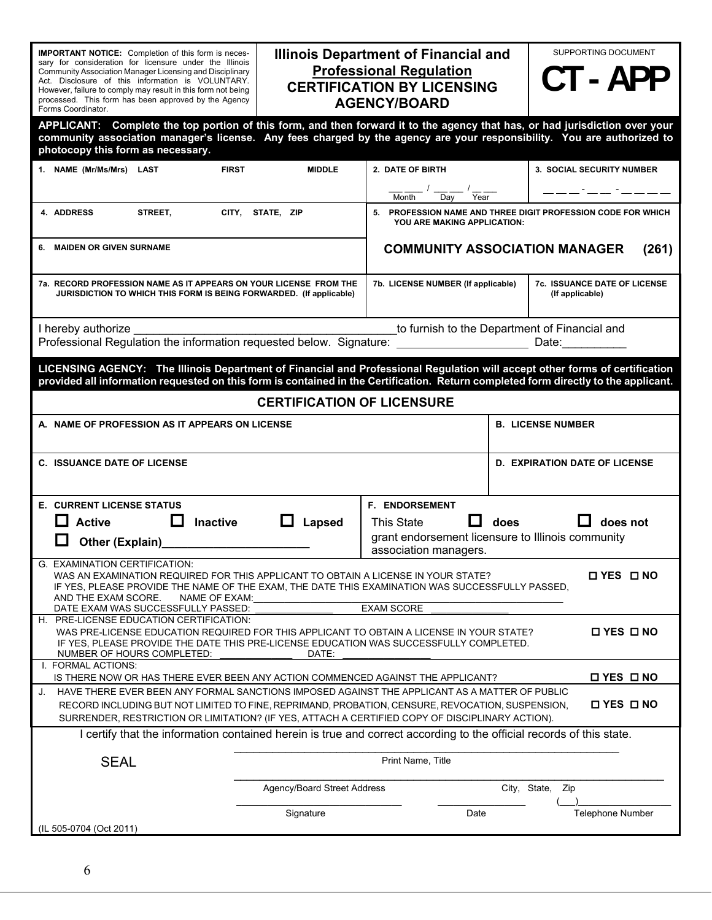**IMPORTANT NOTICE:** Completion of this form is necessary for consideration for licensure under the Illinois Community Association Manager Licensing and Disciplinary Act. Disclosure of this information is VOLUNTARY. However, failure to comply may result in this form not being processed. This form has been approved by the Agency Forms Coordinator.

# Illinois Department of Financial and Professional Regulation
## CERTIFICATION BY LICENSING AGENCY/BOARD

SUPPORTING DOCUMENT

# CT - APP

**APPLICANT: Complete the top portion of this form, and then forward it to the agency that has, or had jurisdiction over your community association manager's license. Any fees charged by the agency are your responsibility. You are authorized to photocopy this form as necessary.**

| | | |
|---|---|---|
| 1. NAME (Mr/Ms/Mrs) LAST FIRST MIDDLE | 2. DATE OF BIRTH ___ / ___ / ___ Month Day Year | 3. SOCIAL SECURITY NUMBER ___-__-____ |
| 4. ADDRESS STREET, CITY, STATE, ZIP | 5. PROFESSION NAME AND THREE DIGIT PROFESSION CODE FOR WHICH YOU ARE MAKING APPLICATION: | |
| 6. MAIDEN OR GIVEN SURNAME | **COMMUNITY ASSOCIATION MANAGER (261)** | |
| 7a. RECORD PROFESSION NAME AS IT APPEARS ON YOUR LICENSE FROM THE JURISDICTION TO WHICH THIS FORM IS BEING FORWARDED. (If applicable) | 7b. LICENSE NUMBER (If applicable) | 7c. ISSUANCE DATE OF LICENSE (If applicable) |

I hereby authorize ________________________________________to furnish to the Department of Financial and Professional Regulation the information requested below. Signature: ____________________ Date:__________

**LICENSING AGENCY: The Illinois Department of Financial and Professional Regulation will accept other forms of certification provided all information requested on this form is contained in the Certification. Return completed form directly to the applicant.**

## CERTIFICATION OF LICENSURE

| | |
|---|---|
| A. NAME OF PROFESSION AS IT APPEARS ON LICENSE | B. LICENSE NUMBER |
| C. ISSUANCE DATE OF LICENSE | D. EXPIRATION DATE OF LICENSE |

**E. CURRENT LICENSE STATUS**

☐ Active ☐ Inactive ☐ Lapsed

☐ Other (Explain)______________________

**F. ENDORSEMENT**

This State ☐ does ☐ does not grant endorsement licensure to Illinois community association managers.

G. EXAMINATION CERTIFICATION:
WAS AN EXAMINATION REQUIRED FOR THIS APPLICANT TO OBTAIN A LICENSE IN YOUR STATE? ☐ YES ☐ NO
IF YES, PLEASE PROVIDE THE NAME OF THE EXAM, THE DATE THIS EXAMINATION WAS SUCCESSFULLY PASSED, AND THE EXAM SCORE. NAME OF EXAM:______________________
DATE EXAM WAS SUCCESSFULLY PASSED: ______________ EXAM SCORE ______________

H. PRE-LICENSE EDUCATION CERTIFICATION:
WAS PRE-LICENSE EDUCATION REQUIRED FOR THIS APPLICANT TO OBTAIN A LICENSE IN YOUR STATE? ☐ YES ☐ NO
IF YES, PLEASE PROVIDE THE DATE THIS PRE-LICENSE EDUCATION WAS SUCCESSFULLY COMPLETED.
NUMBER OF HOURS COMPLETED: ____________ DATE: ______________

I. FORMAL ACTIONS:
IS THERE NOW OR HAS THERE EVER BEEN ANY ACTION COMMENCED AGAINST THE APPLICANT? ☐ YES ☐ NO

J. HAVE THERE EVER BEEN ANY FORMAL SANCTIONS IMPOSED AGAINST THE APPLICANT AS A MATTER OF PUBLIC RECORD INCLUDING BUT NOT LIMITED TO FINE, REPRIMAND, PROBATION, CENSURE, REVOCATION, SUSPENSION, SURRENDER, RESTRICTION OR LIMITATION? (IF YES, ATTACH A CERTIFIED COPY OF DISCIPLINARY ACTION). ☐ YES ☐ NO

I certify that the information contained herein is true and correct according to the official records of this state.

SEAL

______________________________________________
Print Name, Title

______________________________________________
Agency/Board Street Address City, State, Zip

____________________ ______________ (___)______________
Signature Date Telephone Number

(IL 505-0704 (Oct 2011)